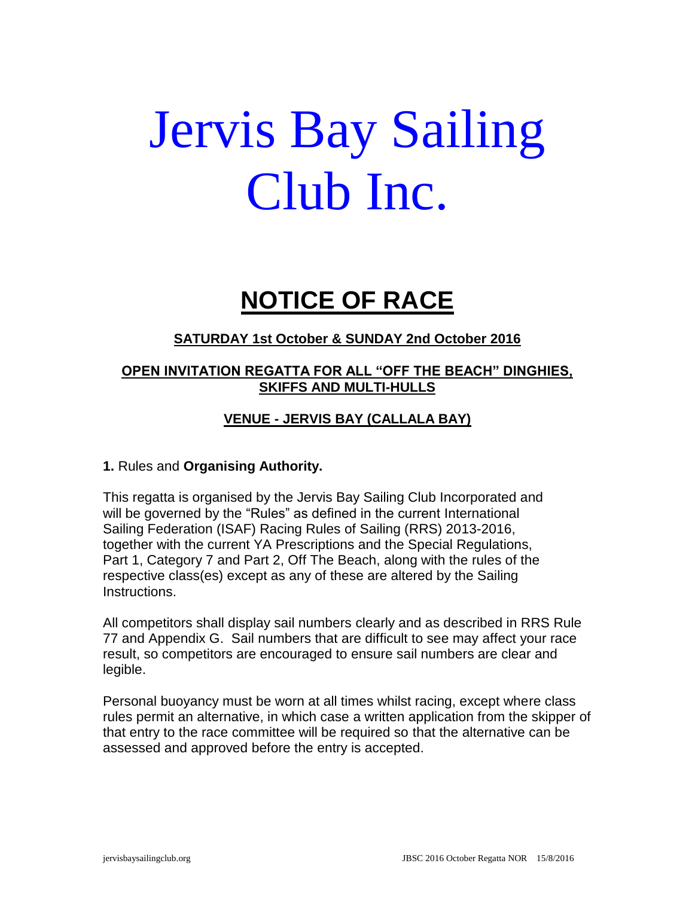# Jervis Bay Sailing Club Inc.

## NOTICE OF RACE

**SATURDAY 1st October & SUNDAY 2nd October 2016**

**OPEN INVITATION REGATTA FOR ALL "OFF THE BEACH" DINGHIES, SKIFFS AND MULTI-HULLS**

**VENUE - JERVIS BAY (CALLALA BAY)**

**1.** Rules and **Organising Authority.**

This regatta is organised by the Jervis Bay Sailing Club Incorporated and will be governed by the "Rules" as defined in the current International Sailing Federation (ISAF) Racing Rules of Sailing (RRS) 2013-2016, together with the current YA Prescriptions and the Special Regulations, Part 1, Category 7 and Part 2, Off The Beach, along with the rules of the respective class(es) except as any of these are altered by the Sailing Instructions.

All competitors shall display sail numbers clearly and as described in RRS Rule 77 and Appendix G. Sail numbers that are difficult to see may affect your race result, so competitors are encouraged to ensure sail numbers are clear and legible.

Personal buoyancy must be worn at all times whilst racing, except where class rules permit an alternative, in which case a written application from the skipper of that entry to the race committee will be required so that the alternative can be assessed and approved before the entry is accepted.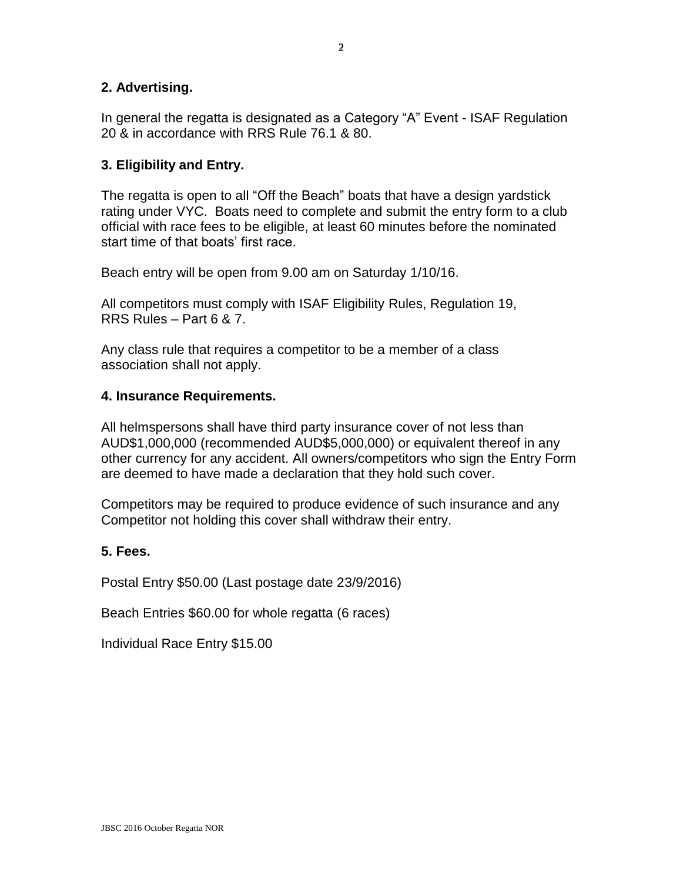## 2. Advertising.

In general the regatta is designated as a Category “A” Event - ISAF Regulation 20 & in accordance with RRS Rule 76.1 & 80.

## 3. Eligibility and Entry.

The regatta is open to all “Off the Beach” boats that have a design yardstick rating under VYC. Boats need to complete and submit the entry form to a club official with race fees to be eligible, at least 60 minutes before the nominated start time of that boats’ first race.

Beach entry will be open from 9.00 am on Saturday 1/10/16.

All competitors must comply with ISAF Eligibility Rules, Regulation 19, RRS Rules – Part 6 & 7.

Any class rule that requires a competitor to be a member of a class association shall not apply.

## 4. Insurance Requirements.

All helmspersons shall have third party insurance cover of not less than AUD$1,000,000 (recommended AUD$5,000,000) or equivalent thereof in any other currency for any accident. All owners/competitors who sign the Entry Form are deemed to have made a declaration that they hold such cover.

Competitors may be required to produce evidence of such insurance and any Competitor not holding this cover shall withdraw their entry.

## 5. Fees.

Postal Entry $50.00 (Last postage date 23/9/2016)

Beach Entries $60.00 for whole regatta (6 races)

Individual Race Entry $15.00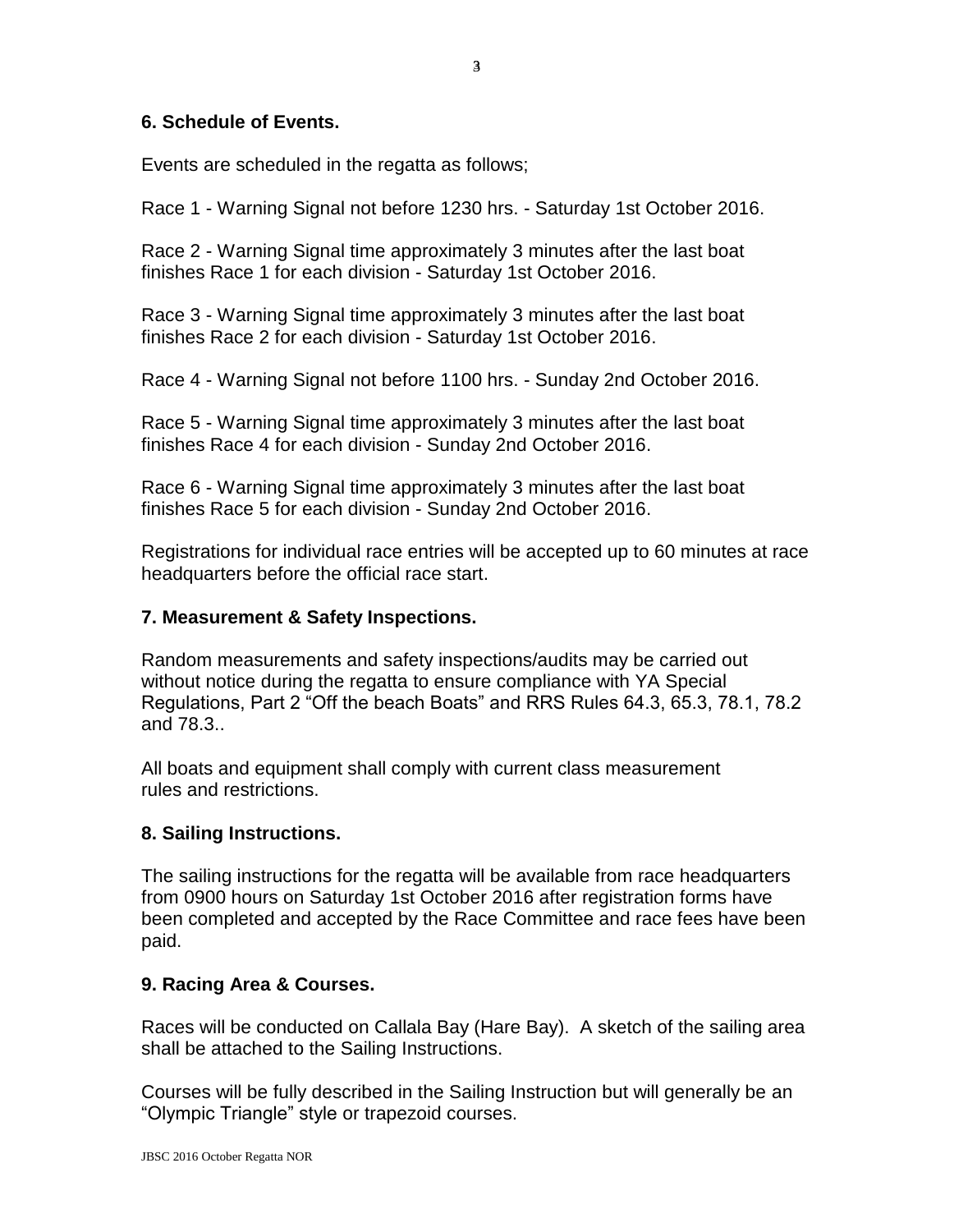## 6. Schedule of Events.

Events are scheduled in the regatta as follows;

Race 1 - Warning Signal not before 1230 hrs. - Saturday 1st October 2016.

Race 2 - Warning Signal time approximately 3 minutes after the last boat finishes Race 1 for each division - Saturday 1st October 2016.

Race 3 - Warning Signal time approximately 3 minutes after the last boat finishes Race 2 for each division - Saturday 1st October 2016.

Race 4 - Warning Signal not before 1100 hrs. - Sunday 2nd October 2016.

Race 5 - Warning Signal time approximately 3 minutes after the last boat finishes Race 4 for each division - Sunday 2nd October 2016.

Race 6 - Warning Signal time approximately 3 minutes after the last boat finishes Race 5 for each division - Sunday 2nd October 2016.

Registrations for individual race entries will be accepted up to 60 minutes at race headquarters before the official race start.

## 7. Measurement & Safety Inspections.

Random measurements and safety inspections/audits may be carried out without notice during the regatta to ensure compliance with YA Special Regulations, Part 2 "Off the beach Boats" and RRS Rules 64.3, 65.3, 78.1, 78.2 and 78.3..

All boats and equipment shall comply with current class measurement rules and restrictions.

## 8. Sailing Instructions.

The sailing instructions for the regatta will be available from race headquarters from 0900 hours on Saturday 1st October 2016 after registration forms have been completed and accepted by the Race Committee and race fees have been paid.

## 9. Racing Area & Courses.

Races will be conducted on Callala Bay (Hare Bay). A sketch of the sailing area shall be attached to the Sailing Instructions.

Courses will be fully described in the Sailing Instruction but will generally be an "Olympic Triangle" style or trapezoid courses.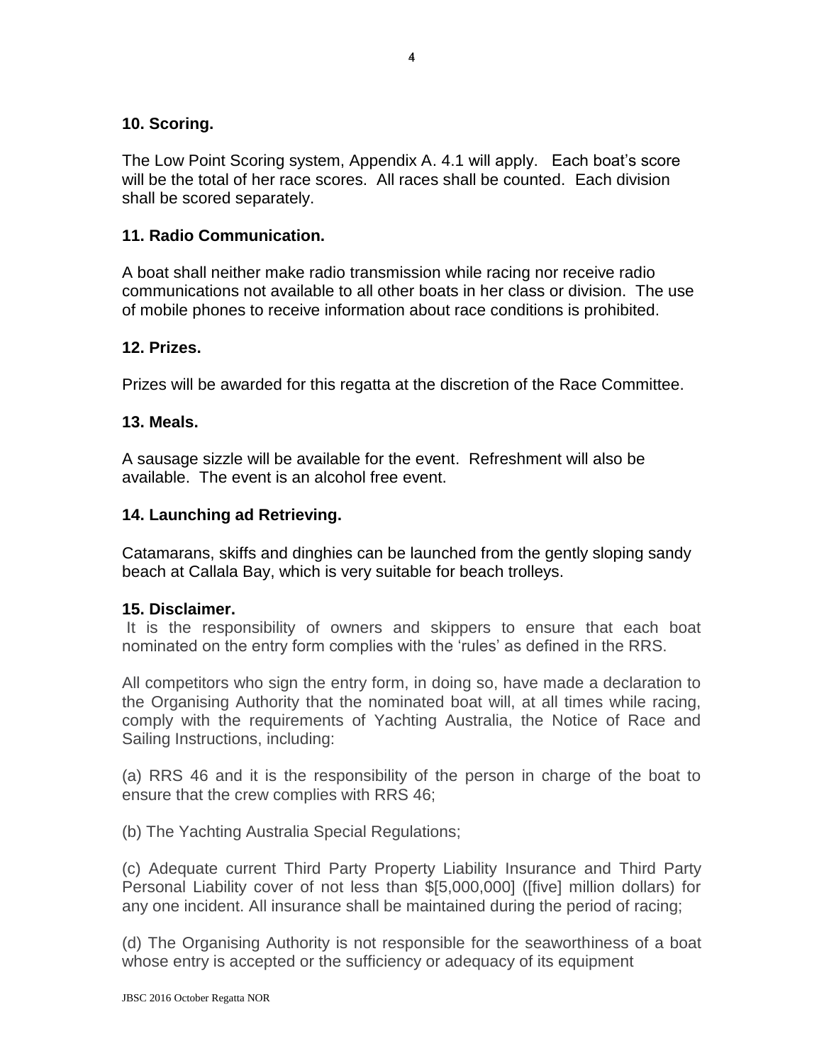## 10. Scoring.

The Low Point Scoring system, Appendix A. 4.1 will apply. Each boat's score will be the total of her race scores. All races shall be counted. Each division shall be scored separately.

## 11. Radio Communication.

A boat shall neither make radio transmission while racing nor receive radio communications not available to all other boats in her class or division. The use of mobile phones to receive information about race conditions is prohibited.

## 12. Prizes.

Prizes will be awarded for this regatta at the discretion of the Race Committee.

## 13. Meals.

A sausage sizzle will be available for the event. Refreshment will also be available. The event is an alcohol free event.

## 14. Launching ad Retrieving.

Catamarans, skiffs and dinghies can be launched from the gently sloping sandy beach at Callala Bay, which is very suitable for beach trolleys.

## 15. Disclaimer.

It is the responsibility of owners and skippers to ensure that each boat nominated on the entry form complies with the 'rules' as defined in the RRS.

All competitors who sign the entry form, in doing so, have made a declaration to the Organising Authority that the nominated boat will, at all times while racing, comply with the requirements of Yachting Australia, the Notice of Race and Sailing Instructions, including:

(a) RRS 46 and it is the responsibility of the person in charge of the boat to ensure that the crew complies with RRS 46;

(b) The Yachting Australia Special Regulations;

(c) Adequate current Third Party Property Liability Insurance and Third Party Personal Liability cover of not less than $[5,000,000] ([five] million dollars) for any one incident. All insurance shall be maintained during the period of racing;

(d) The Organising Authority is not responsible for the seaworthiness of a boat whose entry is accepted or the sufficiency or adequacy of its equipment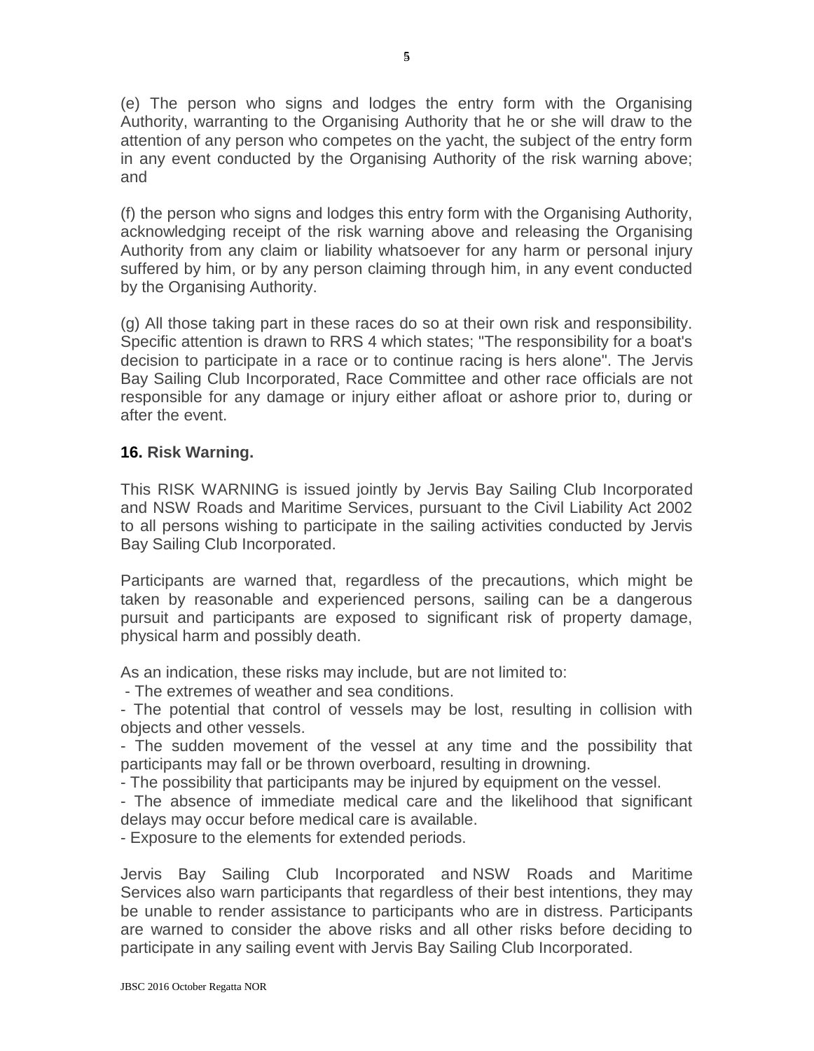(e) The person who signs and lodges the entry form with the Organising Authority, warranting to the Organising Authority that he or she will draw to the attention of any person who competes on the yacht, the subject of the entry form in any event conducted by the Organising Authority of the risk warning above; and

(f) the person who signs and lodges this entry form with the Organising Authority, acknowledging receipt of the risk warning above and releasing the Organising Authority from any claim or liability whatsoever for any harm or personal injury suffered by him, or by any person claiming through him, in any event conducted by the Organising Authority.

(g) All those taking part in these races do so at their own risk and responsibility. Specific attention is drawn to RRS 4 which states; "The responsibility for a boat's decision to participate in a race or to continue racing is hers alone". The Jervis Bay Sailing Club Incorporated, Race Committee and other race officials are not responsible for any damage or injury either afloat or ashore prior to, during or after the event.

**16. Risk Warning.**

This RISK WARNING is issued jointly by Jervis Bay Sailing Club Incorporated and NSW Roads and Maritime Services, pursuant to the Civil Liability Act 2002 to all persons wishing to participate in the sailing activities conducted by Jervis Bay Sailing Club Incorporated.

Participants are warned that, regardless of the precautions, which might be taken by reasonable and experienced persons, sailing can be a dangerous pursuit and participants are exposed to significant risk of property damage, physical harm and possibly death.

As an indication, these risks may include, but are not limited to:

- The extremes of weather and sea conditions.
- The potential that control of vessels may be lost, resulting in collision with objects and other vessels.
- The sudden movement of the vessel at any time and the possibility that participants may fall or be thrown overboard, resulting in drowning.
- The possibility that participants may be injured by equipment on the vessel.
- The absence of immediate medical care and the likelihood that significant delays may occur before medical care is available.
- Exposure to the elements for extended periods.

Jervis Bay Sailing Club Incorporated and NSW Roads and Maritime Services also warn participants that regardless of their best intentions, they may be unable to render assistance to participants who are in distress. Participants are warned to consider the above risks and all other risks before deciding to participate in any sailing event with Jervis Bay Sailing Club Incorporated.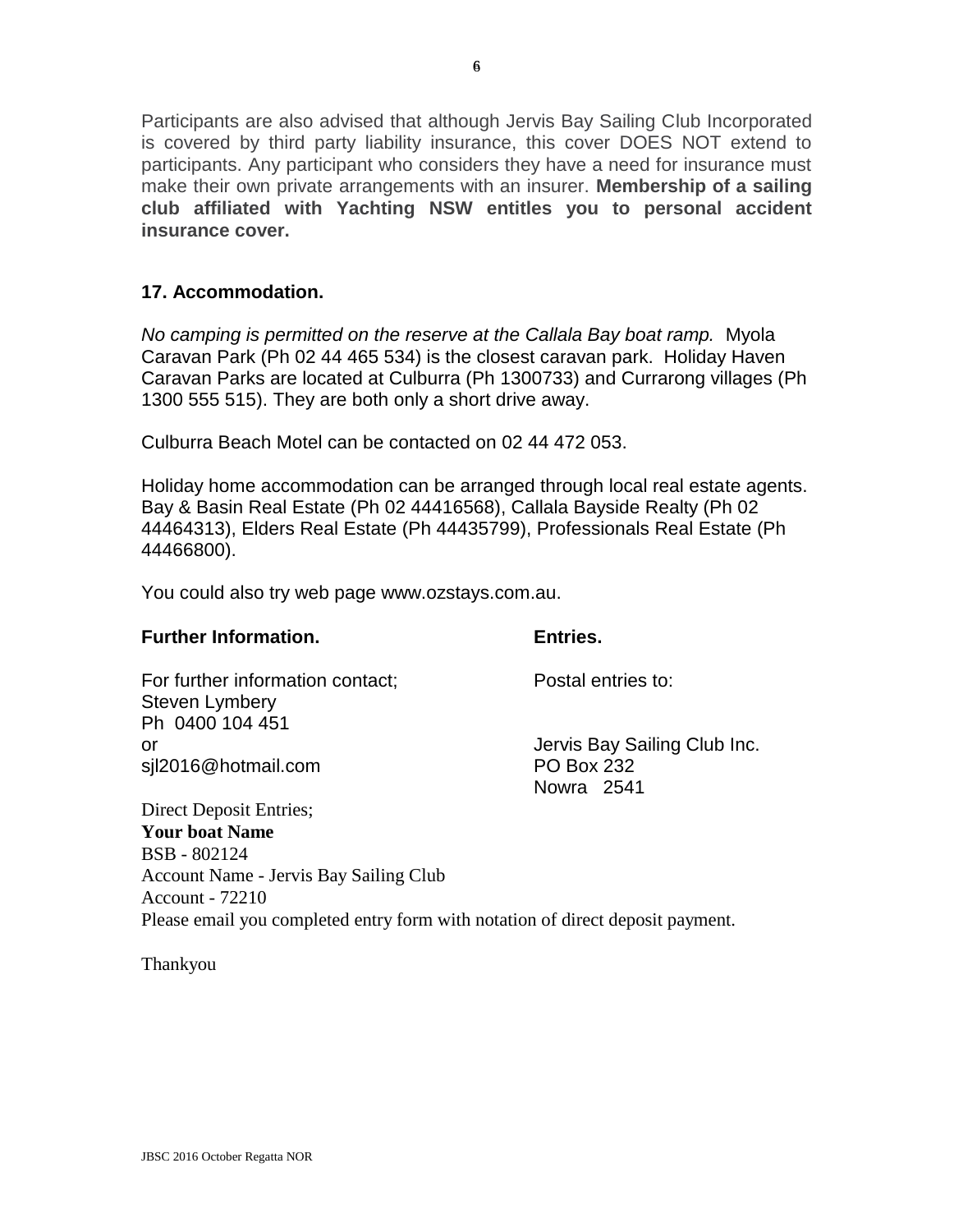Participants are also advised that although Jervis Bay Sailing Club Incorporated is covered by third party liability insurance, this cover DOES NOT extend to participants. Any participant who considers they have a need for insurance must make their own private arrangements with an insurer. **Membership of a sailing club affiliated with Yachting NSW entitles you to personal accident insurance cover.**

## 17. Accommodation.

*No camping is permitted on the reserve at the Callala Bay boat ramp.* Myola Caravan Park (Ph 02 44 465 534) is the closest caravan park. Holiday Haven Caravan Parks are located at Culburra (Ph 1300733) and Currarong villages (Ph 1300 555 515). They are both only a short drive away.

Culburra Beach Motel can be contacted on 02 44 472 053.

Holiday home accommodation can be arranged through local real estate agents. Bay & Basin Real Estate (Ph 02 44416568), Callala Bayside Realty (Ph 02 44464313), Elders Real Estate (Ph 44435799), Professionals Real Estate (Ph 44466800).

You could also try web page www.ozstays.com.au.

**Further Information.**

For further information contact;
Steven Lymbery
Ph 0400 104 451
or
sjl2016@hotmail.com

**Entries.**

Postal entries to:

Jervis Bay Sailing Club Inc.
PO Box 232
Nowra 2541

Direct Deposit Entries;
**Your boat Name**
BSB - 802124
Account Name - Jervis Bay Sailing Club
Account - 72210
Please email you completed entry form with notation of direct deposit payment.

Thankyou